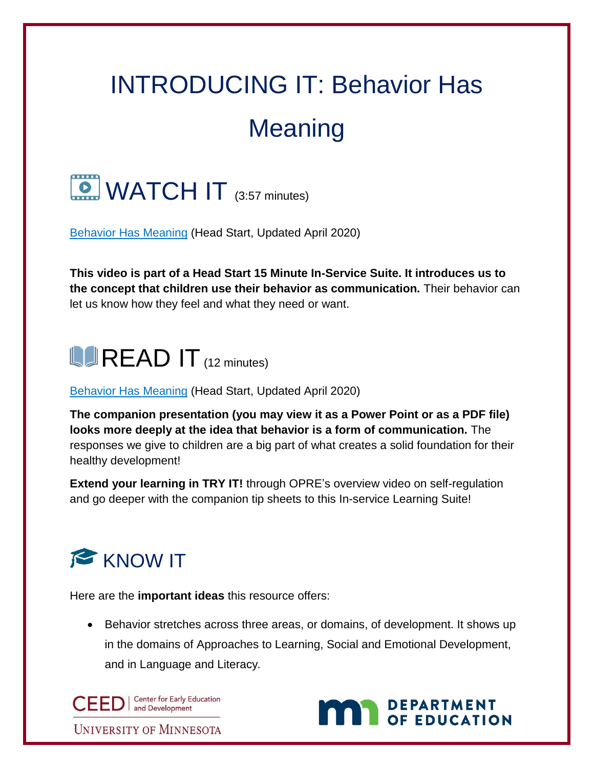# INTRODUCING IT: Behavior Has Meaning

## WATCH IT (3:57 minutes)

Behavior Has Meaning (Head Start, Updated April 2020)

**This video is part of a Head Start 15 Minute In-Service Suite. It introduces us to the concept that children use their behavior as communication.** Their behavior can let us know how they feel and what they need or want.

## READ IT (12 minutes)

Behavior Has Meaning (Head Start, Updated April 2020)

**The companion presentation (you may view it as a Power Point or as a PDF file) looks more deeply at the idea that behavior is a form of communication.** The responses we give to children are a big part of what creates a solid foundation for their healthy development!

**Extend your learning in TRY IT!** through OPRE's overview video on self-regulation and go deeper with the companion tip sheets to this In-service Learning Suite!

## KNOW IT

Here are the **important ideas** this resource offers:

- Behavior stretches across three areas, or domains, of development. It shows up in the domains of Approaches to Learning, Social and Emotional Development, and in Language and Literacy.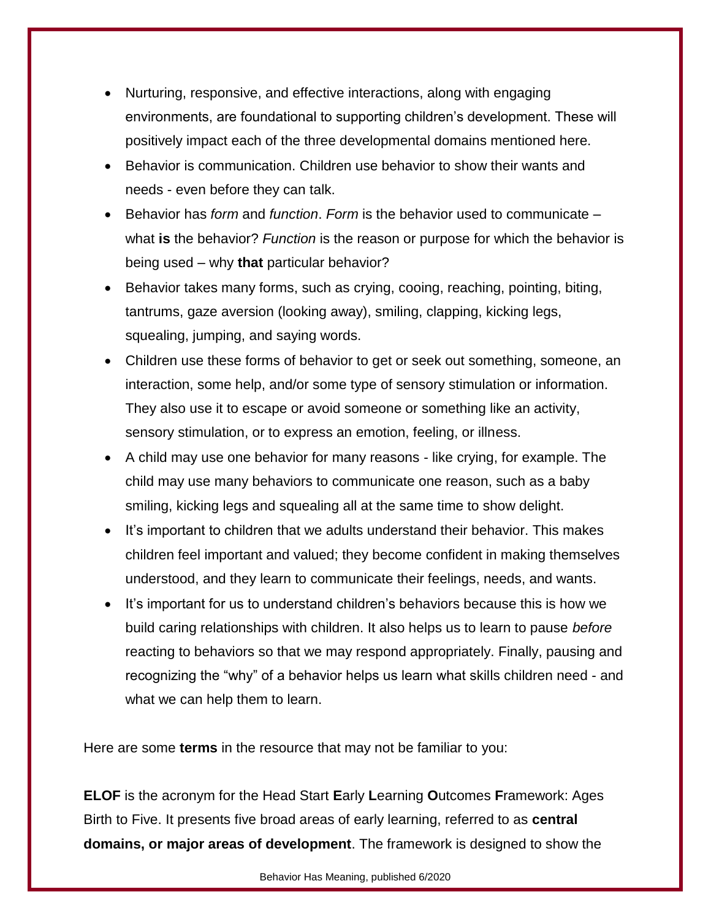- Nurturing, responsive, and effective interactions, along with engaging environments, are foundational to supporting children's development. These will positively impact each of the three developmental domains mentioned here.
- Behavior is communication. Children use behavior to show their wants and needs - even before they can talk.
- Behavior has *form* and *function*. *Form* is the behavior used to communicate – what **is** the behavior? *Function* is the reason or purpose for which the behavior is being used – why **that** particular behavior?
- Behavior takes many forms, such as crying, cooing, reaching, pointing, biting, tantrums, gaze aversion (looking away), smiling, clapping, kicking legs, squealing, jumping, and saying words.
- Children use these forms of behavior to get or seek out something, someone, an interaction, some help, and/or some type of sensory stimulation or information. They also use it to escape or avoid someone or something like an activity, sensory stimulation, or to express an emotion, feeling, or illness.
- A child may use one behavior for many reasons - like crying, for example. The child may use many behaviors to communicate one reason, such as a baby smiling, kicking legs and squealing all at the same time to show delight.
- It's important to children that we adults understand their behavior. This makes children feel important and valued; they become confident in making themselves understood, and they learn to communicate their feelings, needs, and wants.
- It's important for us to understand children's behaviors because this is how we build caring relationships with children. It also helps us to learn to pause *before* reacting to behaviors so that we may respond appropriately. Finally, pausing and recognizing the "why" of a behavior helps us learn what skills children need - and what we can help them to learn.

Here are some **terms** in the resource that may not be familiar to you:

**ELOF** is the acronym for the Head Start **E**arly **L**earning **O**utcomes **F**ramework: Ages Birth to Five. It presents five broad areas of early learning, referred to as **central domains, or major areas of development**. The framework is designed to show the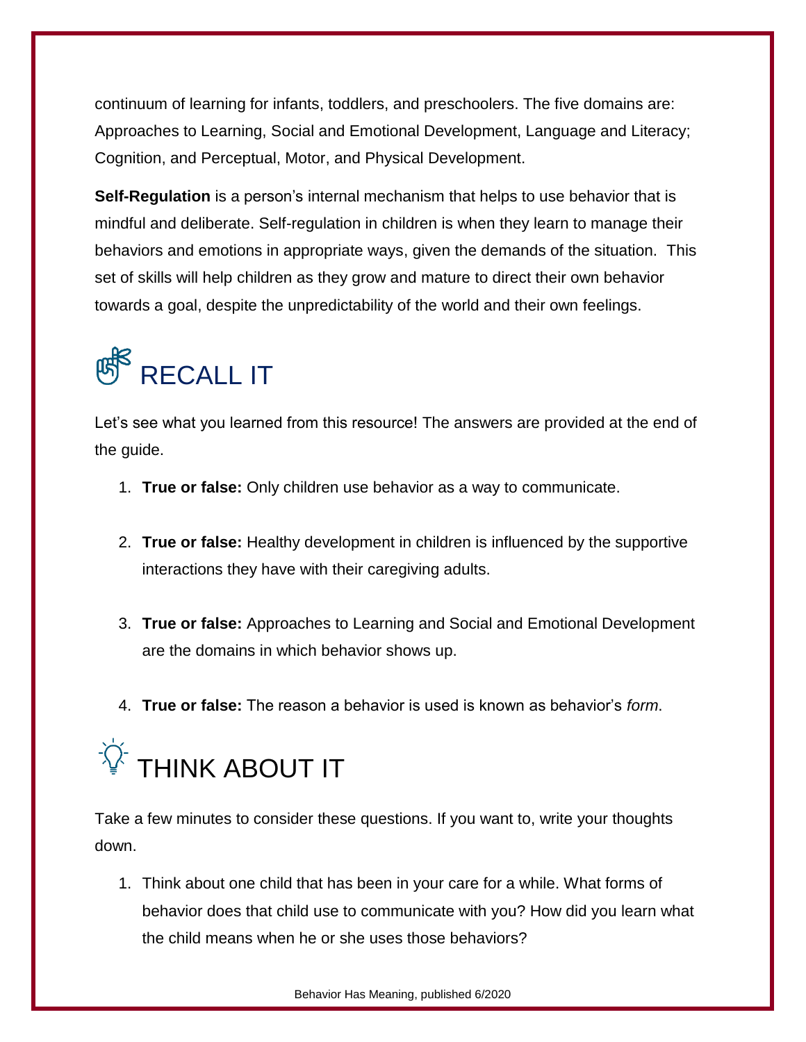continuum of learning for infants, toddlers, and preschoolers. The five domains are: Approaches to Learning, Social and Emotional Development, Language and Literacy; Cognition, and Perceptual, Motor, and Physical Development.

**Self-Regulation** is a person's internal mechanism that helps to use behavior that is mindful and deliberate. Self-regulation in children is when they learn to manage their behaviors and emotions in appropriate ways, given the demands of the situation. This set of skills will help children as they grow and mature to direct their own behavior towards a goal, despite the unpredictability of the world and their own feelings.

# RECALL IT

Let's see what you learned from this resource! The answers are provided at the end of the guide.

1. **True or false:** Only children use behavior as a way to communicate.

2. **True or false:** Healthy development in children is influenced by the supportive interactions they have with their caregiving adults.

3. **True or false:** Approaches to Learning and Social and Emotional Development are the domains in which behavior shows up.

4. **True or false:** The reason a behavior is used is known as behavior's *form*.

# THINK ABOUT IT

Take a few minutes to consider these questions. If you want to, write your thoughts down.

1. Think about one child that has been in your care for a while. What forms of behavior does that child use to communicate with you? How did you learn what the child means when he or she uses those behaviors?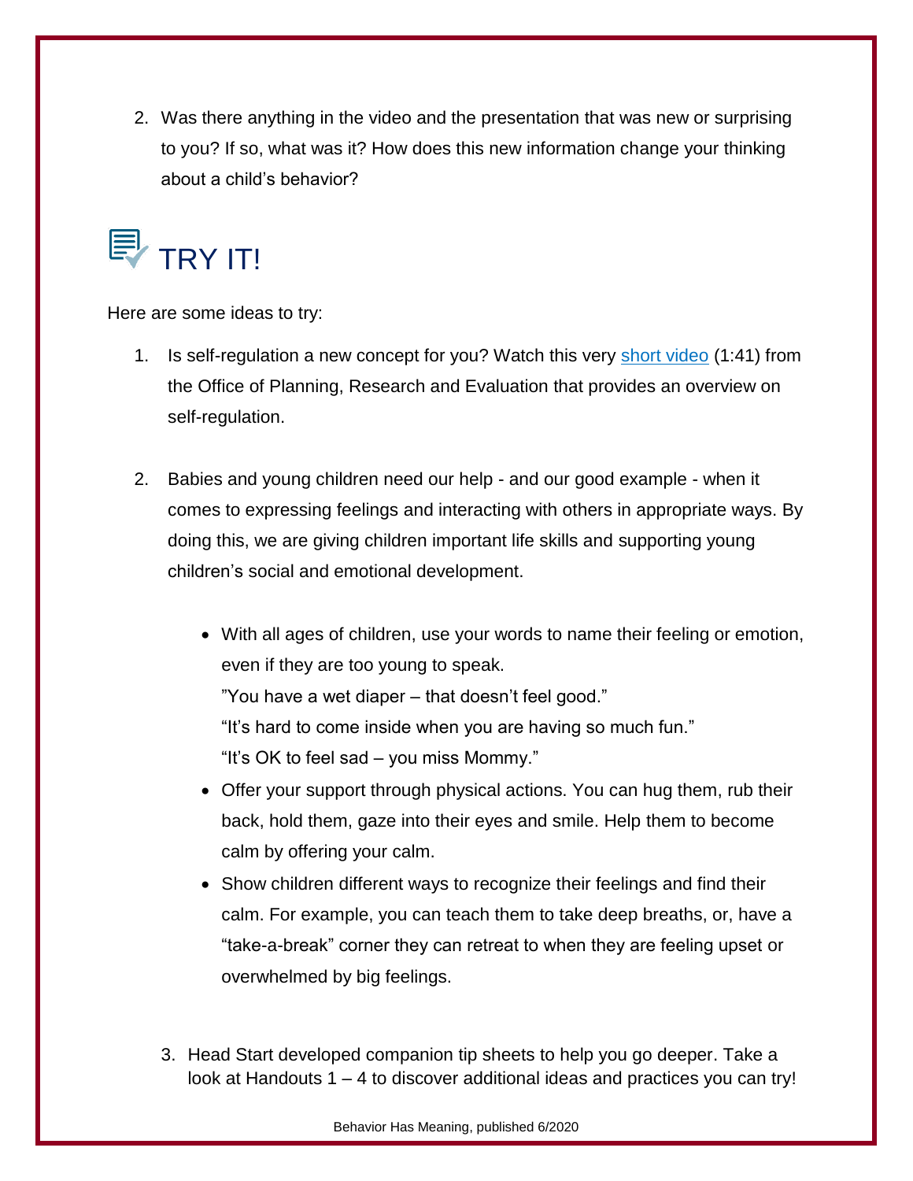2. Was there anything in the video and the presentation that was new or surprising to you? If so, what was it? How does this new information change your thinking about a child's behavior?

## TRY IT!

Here are some ideas to try:

1. Is self-regulation a new concept for you? Watch this very short video (1:41) from the Office of Planning, Research and Evaluation that provides an overview on self-regulation.

2. Babies and young children need our help - and our good example - when it comes to expressing feelings and interacting with others in appropriate ways. By doing this, we are giving children important life skills and supporting young children's social and emotional development.

   - With all ages of children, use your words to name their feeling or emotion, even if they are too young to speak.
     "You have a wet diaper – that doesn't feel good."
     "It's hard to come inside when you are having so much fun."
     "It's OK to feel sad – you miss Mommy."
   - Offer your support through physical actions. You can hug them, rub their back, hold them, gaze into their eyes and smile. Help them to become calm by offering your calm.
   - Show children different ways to recognize their feelings and find their calm. For example, you can teach them to take deep breaths, or, have a "take-a-break" corner they can retreat to when they are feeling upset or overwhelmed by big feelings.

3. Head Start developed companion tip sheets to help you go deeper. Take a look at Handouts 1 – 4 to discover additional ideas and practices you can try!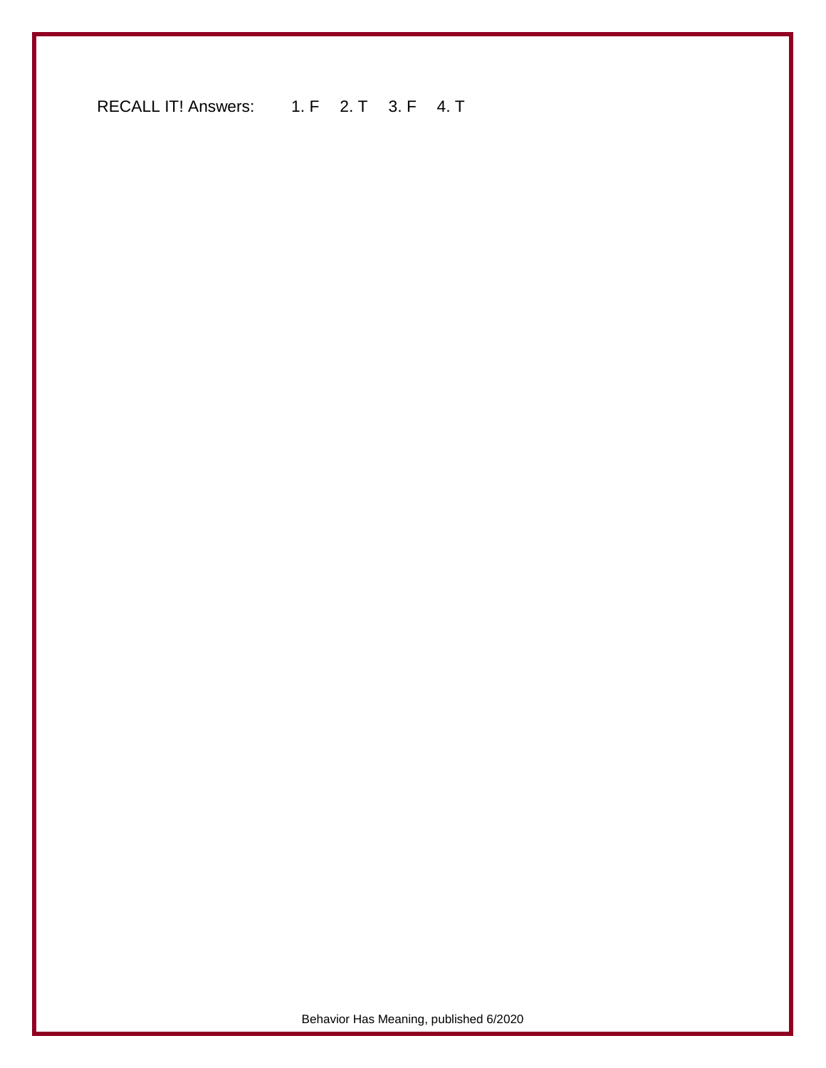RECALL IT! Answers: 1. F 2. T 3. F 4. T